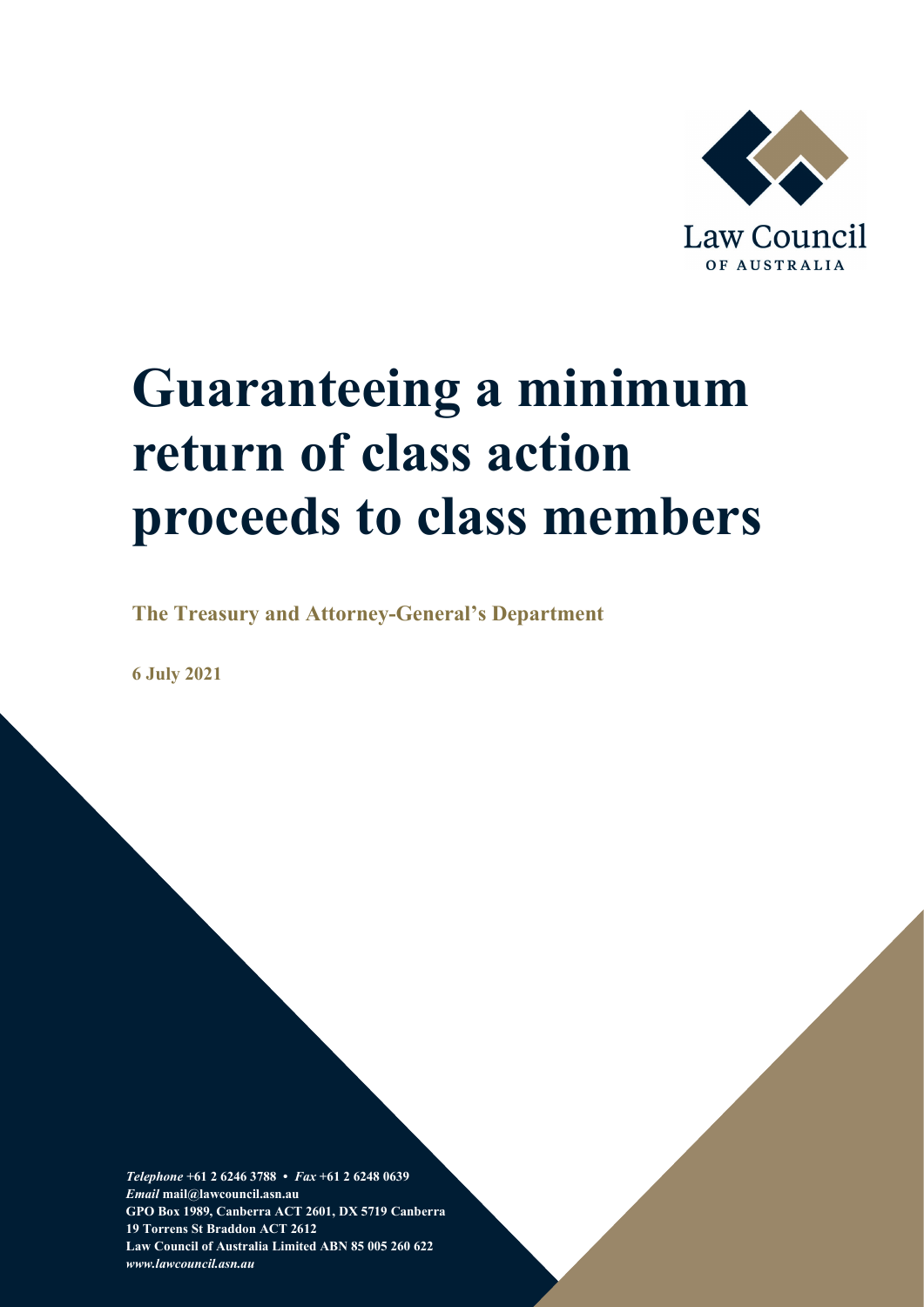Law Council

OF AUSTRALIA

# Guaranteeing a minimum return of class action proceeds to class members

**The Treasury and Attorney-General's Department**

**6 July 2021**

***Telephone*** **+61 2 6246 3788 •** ***Fax*** **+61 2 6248 0639**
***Email*** **mail@lawcouncil.asn.au**
**GPO Box 1989, Canberra ACT 2601, DX 5719 Canberra**
**19 Torrens St Braddon ACT 2612**
**Law Council of Australia Limited ABN 85 005 260 622**
***www.lawcouncil.asn.au***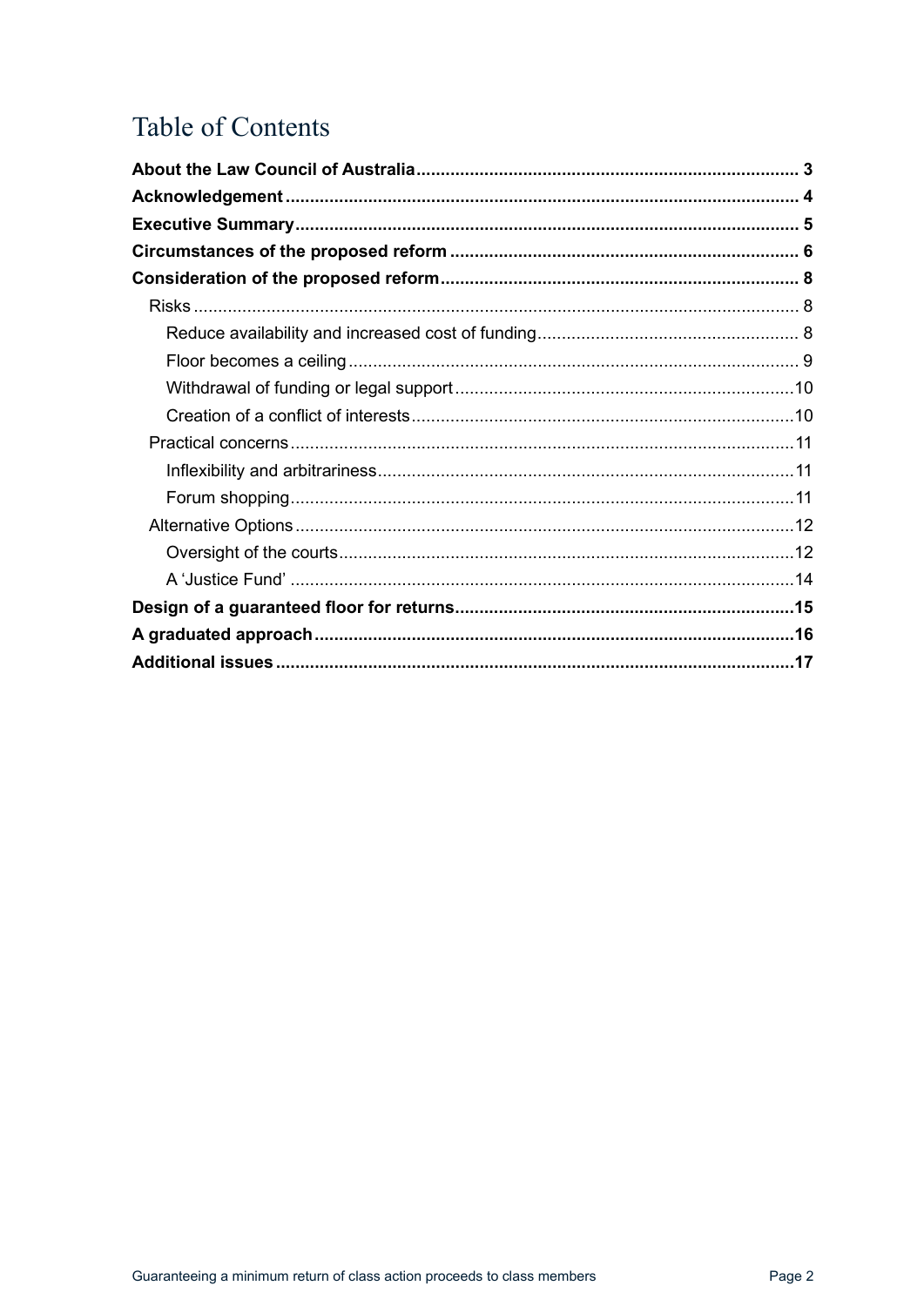# Table of Contents

**About the Law Council of Australia** ..... **3**

**Acknowledgement** ..... **4**

**Executive Summary** ..... **5**

**Circumstances of the proposed reform** ..... **6**

**Consideration of the proposed reform** ..... **8**

- Risks ..... 8
  - Reduce availability and increased cost of funding ..... 8
  - Floor becomes a ceiling ..... 9
  - Withdrawal of funding or legal support ..... 10
  - Creation of a conflict of interests ..... 10
- Practical concerns ..... 11
  - Inflexibility and arbitrariness ..... 11
  - Forum shopping ..... 11
- Alternative Options ..... 12
  - Oversight of the courts ..... 12
  - A 'Justice Fund' ..... 14

**Design of a guaranteed floor for returns** ..... **15**

**A graduated approach** ..... **16**

**Additional issues** ..... **17**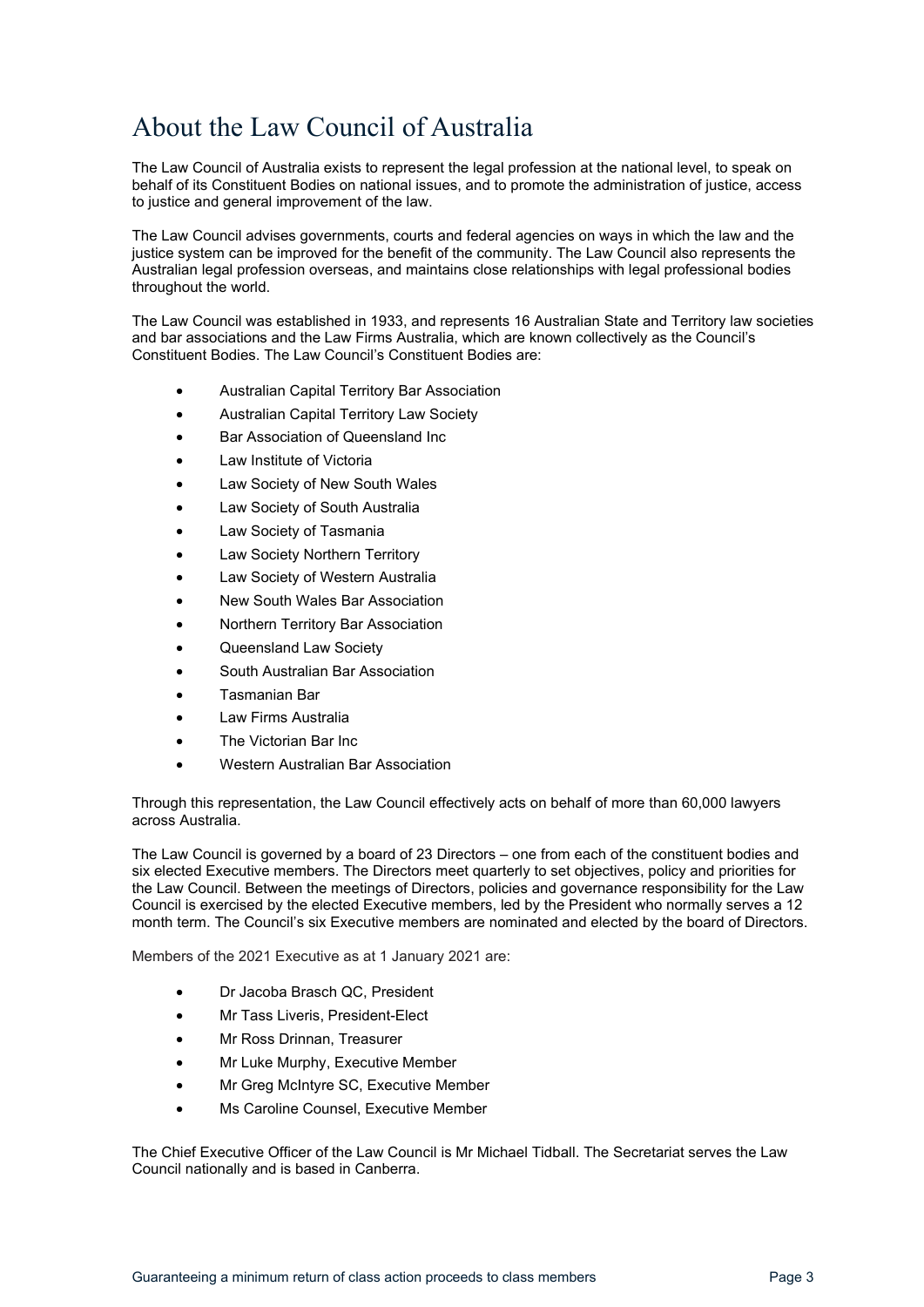# About the Law Council of Australia

The Law Council of Australia exists to represent the legal profession at the national level, to speak on behalf of its Constituent Bodies on national issues, and to promote the administration of justice, access to justice and general improvement of the law.

The Law Council advises governments, courts and federal agencies on ways in which the law and the justice system can be improved for the benefit of the community. The Law Council also represents the Australian legal profession overseas, and maintains close relationships with legal professional bodies throughout the world.

The Law Council was established in 1933, and represents 16 Australian State and Territory law societies and bar associations and the Law Firms Australia, which are known collectively as the Council's Constituent Bodies. The Law Council's Constituent Bodies are:

- Australian Capital Territory Bar Association
- Australian Capital Territory Law Society
- Bar Association of Queensland Inc
- Law Institute of Victoria
- Law Society of New South Wales
- Law Society of South Australia
- Law Society of Tasmania
- Law Society Northern Territory
- Law Society of Western Australia
- New South Wales Bar Association
- Northern Territory Bar Association
- Queensland Law Society
- South Australian Bar Association
- Tasmanian Bar
- Law Firms Australia
- The Victorian Bar Inc
- Western Australian Bar Association

Through this representation, the Law Council effectively acts on behalf of more than 60,000 lawyers across Australia.

The Law Council is governed by a board of 23 Directors – one from each of the constituent bodies and six elected Executive members. The Directors meet quarterly to set objectives, policy and priorities for the Law Council. Between the meetings of Directors, policies and governance responsibility for the Law Council is exercised by the elected Executive members, led by the President who normally serves a 12 month term. The Council's six Executive members are nominated and elected by the board of Directors.

Members of the 2021 Executive as at 1 January 2021 are:

- Dr Jacoba Brasch QC, President
- Mr Tass Liveris, President-Elect
- Mr Ross Drinnan, Treasurer
- Mr Luke Murphy, Executive Member
- Mr Greg McIntyre SC, Executive Member
- Ms Caroline Counsel, Executive Member

The Chief Executive Officer of the Law Council is Mr Michael Tidball. The Secretariat serves the Law Council nationally and is based in Canberra.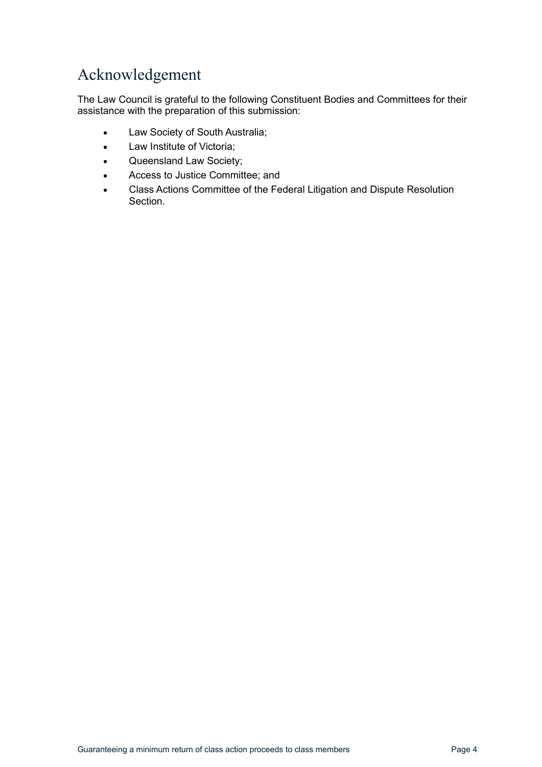# Acknowledgement

The Law Council is grateful to the following Constituent Bodies and Committees for their assistance with the preparation of this submission:

- Law Society of South Australia;
- Law Institute of Victoria;
- Queensland Law Society;
- Access to Justice Committee; and
- Class Actions Committee of the Federal Litigation and Dispute Resolution Section.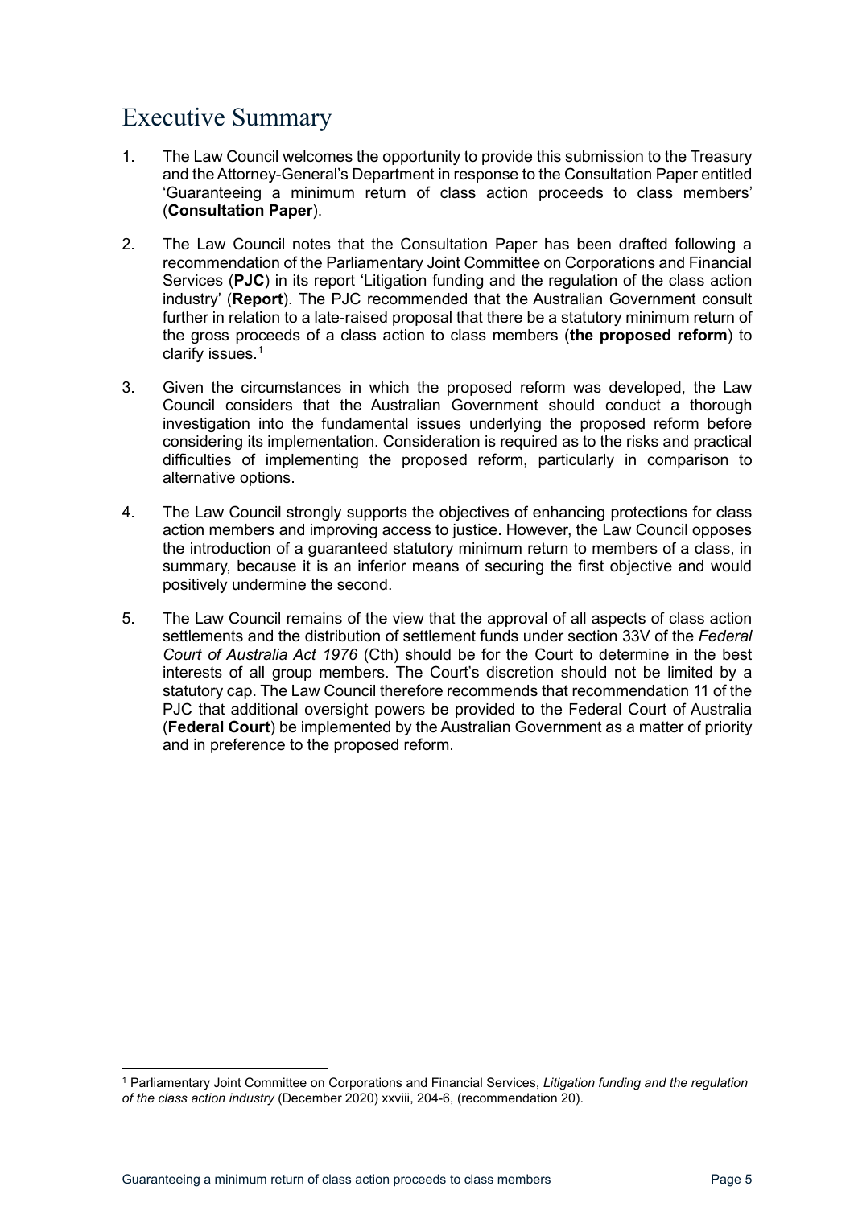# Executive Summary

1. The Law Council welcomes the opportunity to provide this submission to the Treasury and the Attorney-General's Department in response to the Consultation Paper entitled 'Guaranteeing a minimum return of class action proceeds to class members' (**Consultation Paper**).

2. The Law Council notes that the Consultation Paper has been drafted following a recommendation of the Parliamentary Joint Committee on Corporations and Financial Services (**PJC**) in its report 'Litigation funding and the regulation of the class action industry' (**Report**). The PJC recommended that the Australian Government consult further in relation to a late-raised proposal that there be a statutory minimum return of the gross proceeds of a class action to class members (**the proposed reform**) to clarify issues.[1]

3. Given the circumstances in which the proposed reform was developed, the Law Council considers that the Australian Government should conduct a thorough investigation into the fundamental issues underlying the proposed reform before considering its implementation. Consideration is required as to the risks and practical difficulties of implementing the proposed reform, particularly in comparison to alternative options.

4. The Law Council strongly supports the objectives of enhancing protections for class action members and improving access to justice. However, the Law Council opposes the introduction of a guaranteed statutory minimum return to members of a class, in summary, because it is an inferior means of securing the first objective and would positively undermine the second.

5. The Law Council remains of the view that the approval of all aspects of class action settlements and the distribution of settlement funds under section 33V of the *Federal Court of Australia Act 1976* (Cth) should be for the Court to determine in the best interests of all group members. The Court's discretion should not be limited by a statutory cap. The Law Council therefore recommends that recommendation 11 of the PJC that additional oversight powers be provided to the Federal Court of Australia (**Federal Court**) be implemented by the Australian Government as a matter of priority and in preference to the proposed reform.

[1] Parliamentary Joint Committee on Corporations and Financial Services, *Litigation funding and the regulation of the class action industry* (December 2020) xxviii, 204-6, (recommendation 20).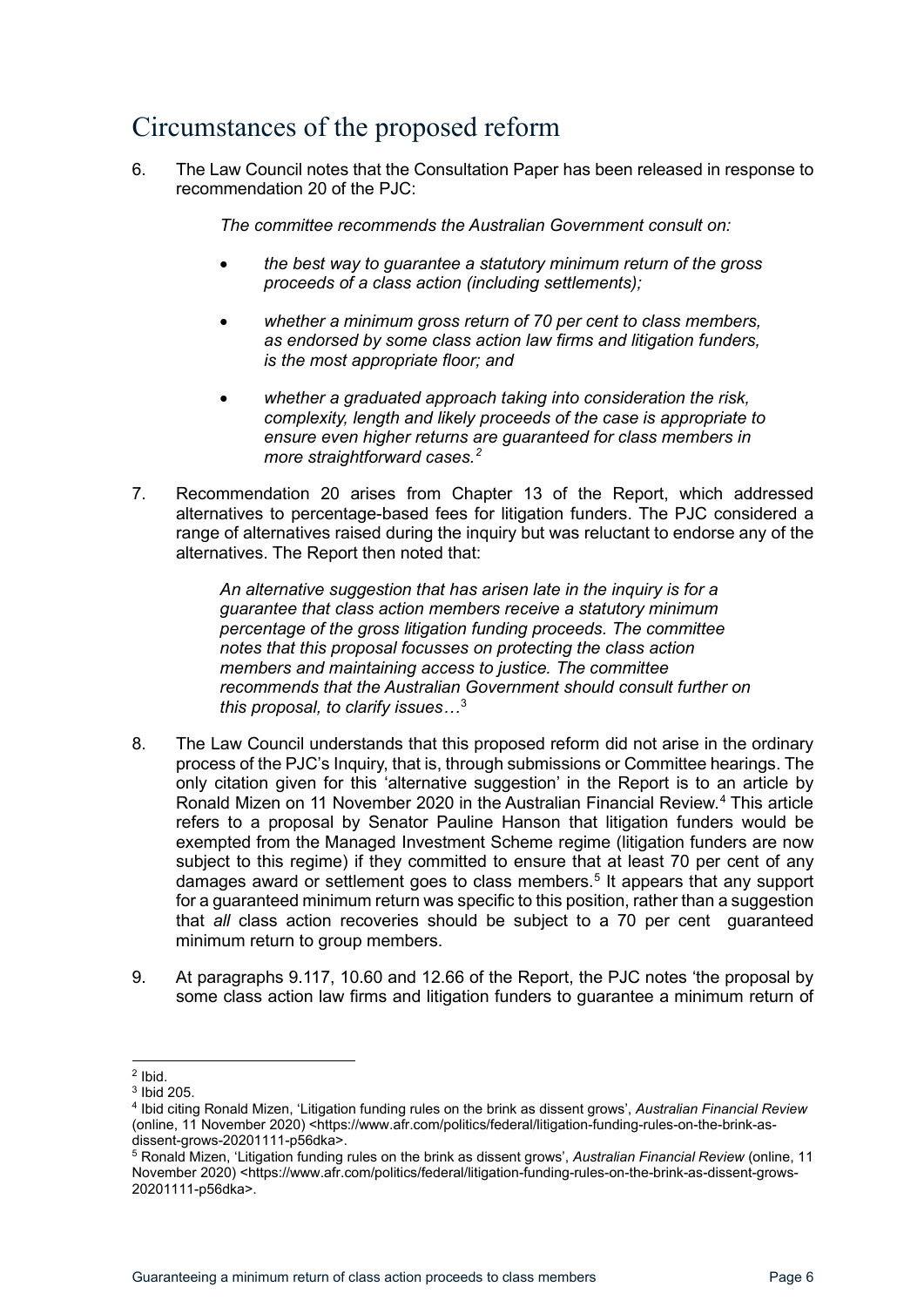## Circumstances of the proposed reform

6. The Law Council notes that the Consultation Paper has been released in response to recommendation 20 of the PJC:

   *The committee recommends the Australian Government consult on:*

   - *the best way to guarantee a statutory minimum return of the gross proceeds of a class action (including settlements);*
   - *whether a minimum gross return of 70 per cent to class members, as endorsed by some class action law firms and litigation funders, is the most appropriate floor; and*
   - *whether a graduated approach taking into consideration the risk, complexity, length and likely proceeds of the case is appropriate to ensure even higher returns are guaranteed for class members in more straightforward cases.*[2]

7. Recommendation 20 arises from Chapter 13 of the Report, which addressed alternatives to percentage-based fees for litigation funders. The PJC considered a range of alternatives raised during the inquiry but was reluctant to endorse any of the alternatives. The Report then noted that:

   *An alternative suggestion that has arisen late in the inquiry is for a guarantee that class action members receive a statutory minimum percentage of the gross litigation funding proceeds. The committee notes that this proposal focusses on protecting the class action members and maintaining access to justice. The committee recommends that the Australian Government should consult further on this proposal, to clarify issues…*[3]

8. The Law Council understands that this proposed reform did not arise in the ordinary process of the PJC's Inquiry, that is, through submissions or Committee hearings. The only citation given for this 'alternative suggestion' in the Report is to an article by Ronald Mizen on 11 November 2020 in the Australian Financial Review.[4] This article refers to a proposal by Senator Pauline Hanson that litigation funders would be exempted from the Managed Investment Scheme regime (litigation funders are now subject to this regime) if they committed to ensure that at least 70 per cent of any damages award or settlement goes to class members.[5] It appears that any support for a guaranteed minimum return was specific to this position, rather than a suggestion that *all* class action recoveries should be subject to a 70 per cent guaranteed minimum return to group members.

9. At paragraphs 9.117, 10.60 and 12.66 of the Report, the PJC notes 'the proposal by some class action law firms and litigation funders to guarantee a minimum return of

---

[2] Ibid.

[3] Ibid 205.

[4] Ibid citing Ronald Mizen, 'Litigation funding rules on the brink as dissent grows', *Australian Financial Review* (online, 11 November 2020) <https://www.afr.com/politics/federal/litigation-funding-rules-on-the-brink-as-dissent-grows-20201111-p56dka>.

[5] Ronald Mizen, 'Litigation funding rules on the brink as dissent grows', *Australian Financial Review* (online, 11 November 2020) <https://www.afr.com/politics/federal/litigation-funding-rules-on-the-brink-as-dissent-grows-20201111-p56dka>.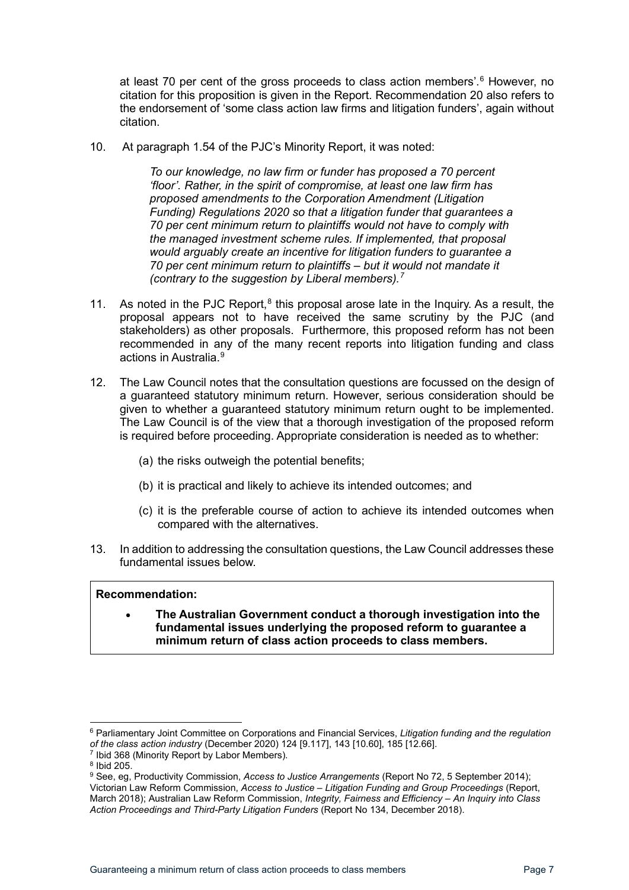at least 70 per cent of the gross proceeds to class action members'.[6] However, no citation for this proposition is given in the Report. Recommendation 20 also refers to the endorsement of 'some class action law firms and litigation funders', again without citation.

10. At paragraph 1.54 of the PJC's Minority Report, it was noted:

> *To our knowledge, no law firm or funder has proposed a 70 percent 'floor'. Rather, in the spirit of compromise, at least one law firm has proposed amendments to the Corporation Amendment (Litigation Funding) Regulations 2020 so that a litigation funder that guarantees a 70 per cent minimum return to plaintiffs would not have to comply with the managed investment scheme rules. If implemented, that proposal would arguably create an incentive for litigation funders to guarantee a 70 per cent minimum return to plaintiffs – but it would not mandate it (contrary to the suggestion by Liberal members).*[7]

11. As noted in the PJC Report,[8] this proposal arose late in the Inquiry. As a result, the proposal appears not to have received the same scrutiny by the PJC (and stakeholders) as other proposals. Furthermore, this proposed reform has not been recommended in any of the many recent reports into litigation funding and class actions in Australia.[9]

12. The Law Council notes that the consultation questions are focussed on the design of a guaranteed statutory minimum return. However, serious consideration should be given to whether a guaranteed statutory minimum return ought to be implemented. The Law Council is of the view that a thorough investigation of the proposed reform is required before proceeding. Appropriate consideration is needed as to whether:

    (a) the risks outweigh the potential benefits;

    (b) it is practical and likely to achieve its intended outcomes; and

    (c) it is the preferable course of action to achieve its intended outcomes when compared with the alternatives.

13. In addition to addressing the consultation questions, the Law Council addresses these fundamental issues below.

> **Recommendation:**
>
> - **The Australian Government conduct a thorough investigation into the fundamental issues underlying the proposed reform to guarantee a minimum return of class action proceeds to class members.**

---

[6] Parliamentary Joint Committee on Corporations and Financial Services, *Litigation funding and the regulation of the class action industry* (December 2020) 124 [9.117], 143 [10.60], 185 [12.66].

[7] Ibid 368 (Minority Report by Labor Members).

[8] Ibid 205.

[9] See, eg, Productivity Commission, *Access to Justice Arrangements* (Report No 72, 5 September 2014); Victorian Law Reform Commission, *Access to Justice – Litigation Funding and Group Proceedings* (Report, March 2018); Australian Law Reform Commission, *Integrity, Fairness and Efficiency – An Inquiry into Class Action Proceedings and Third-Party Litigation Funders* (Report No 134, December 2018).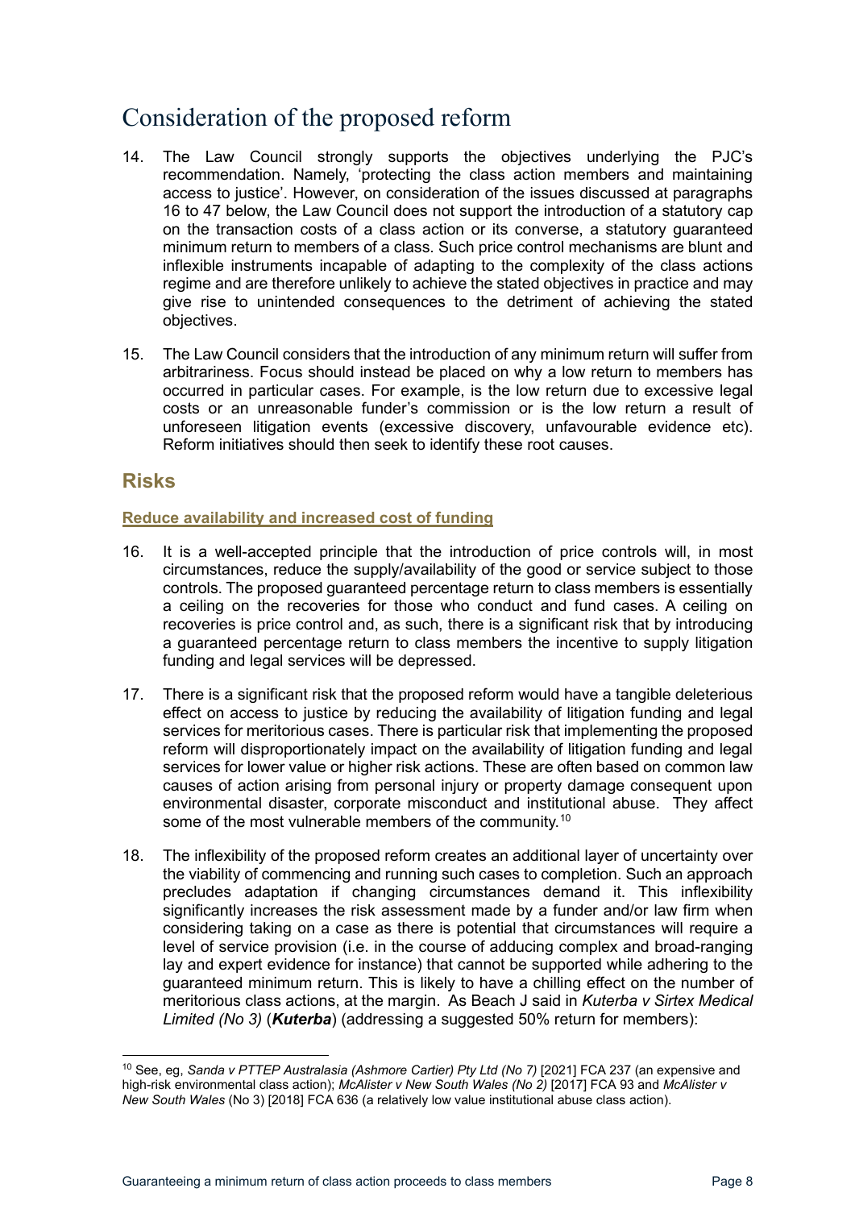# Consideration of the proposed reform

14. The Law Council strongly supports the objectives underlying the PJC's recommendation. Namely, 'protecting the class action members and maintaining access to justice'. However, on consideration of the issues discussed at paragraphs 16 to 47 below, the Law Council does not support the introduction of a statutory cap on the transaction costs of a class action or its converse, a statutory guaranteed minimum return to members of a class. Such price control mechanisms are blunt and inflexible instruments incapable of adapting to the complexity of the class actions regime and are therefore unlikely to achieve the stated objectives in practice and may give rise to unintended consequences to the detriment of achieving the stated objectives.

15. The Law Council considers that the introduction of any minimum return will suffer from arbitrariness. Focus should instead be placed on why a low return to members has occurred in particular cases. For example, is the low return due to excessive legal costs or an unreasonable funder's commission or is the low return a result of unforeseen litigation events (excessive discovery, unfavourable evidence etc). Reform initiatives should then seek to identify these root causes.

## Risks

### Reduce availability and increased cost of funding

16. It is a well-accepted principle that the introduction of price controls will, in most circumstances, reduce the supply/availability of the good or service subject to those controls. The proposed guaranteed percentage return to class members is essentially a ceiling on the recoveries for those who conduct and fund cases. A ceiling on recoveries is price control and, as such, there is a significant risk that by introducing a guaranteed percentage return to class members the incentive to supply litigation funding and legal services will be depressed.

17. There is a significant risk that the proposed reform would have a tangible deleterious effect on access to justice by reducing the availability of litigation funding and legal services for meritorious cases. There is particular risk that implementing the proposed reform will disproportionately impact on the availability of litigation funding and legal services for lower value or higher risk actions. These are often based on common law causes of action arising from personal injury or property damage consequent upon environmental disaster, corporate misconduct and institutional abuse. They affect some of the most vulnerable members of the community.[10]

18. The inflexibility of the proposed reform creates an additional layer of uncertainty over the viability of commencing and running such cases to completion. Such an approach precludes adaptation if changing circumstances demand it. This inflexibility significantly increases the risk assessment made by a funder and/or law firm when considering taking on a case as there is potential that circumstances will require a level of service provision (i.e. in the course of adducing complex and broad-ranging lay and expert evidence for instance) that cannot be supported while adhering to the guaranteed minimum return. This is likely to have a chilling effect on the number of meritorious class actions, at the margin. As Beach J said in *Kuterba v Sirtex Medical Limited (No 3)* (***Kuterba***) (addressing a suggested 50% return for members):

---

[10] See, eg, *Sanda v PTTEP Australasia (Ashmore Cartier) Pty Ltd (No 7)* [2021] FCA 237 (an expensive and high-risk environmental class action); *McAlister v New South Wales (No 2)* [2017] FCA 93 and *McAlister v New South Wales* (No 3) [2018] FCA 636 (a relatively low value institutional abuse class action).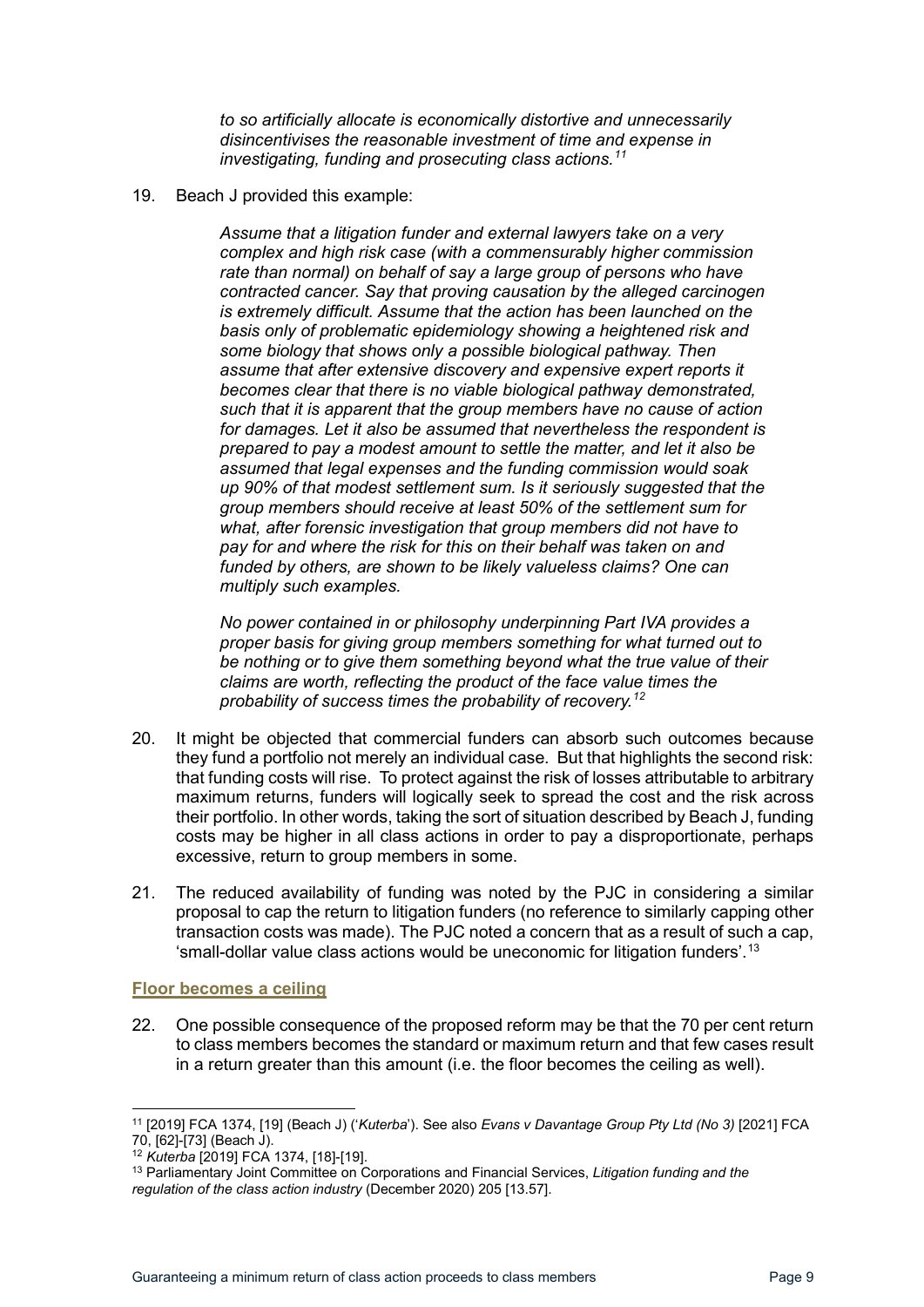*to so artificially allocate is economically distortive and unnecessarily disincentivises the reasonable investment of time and expense in investigating, funding and prosecuting class actions.*[11]

19. Beach J provided this example:

> *Assume that a litigation funder and external lawyers take on a very complex and high risk case (with a commensurably higher commission rate than normal) on behalf of say a large group of persons who have contracted cancer. Say that proving causation by the alleged carcinogen is extremely difficult. Assume that the action has been launched on the basis only of problematic epidemiology showing a heightened risk and some biology that shows only a possible biological pathway. Then assume that after extensive discovery and expensive expert reports it becomes clear that there is no viable biological pathway demonstrated, such that it is apparent that the group members have no cause of action for damages. Let it also be assumed that nevertheless the respondent is prepared to pay a modest amount to settle the matter, and let it also be assumed that legal expenses and the funding commission would soak up 90% of that modest settlement sum. Is it seriously suggested that the group members should receive at least 50% of the settlement sum for what, after forensic investigation that group members did not have to pay for and where the risk for this on their behalf was taken on and funded by others, are shown to be likely valueless claims? One can multiply such examples.*
>
> *No power contained in or philosophy underpinning Part IVA provides a proper basis for giving group members something for what turned out to be nothing or to give them something beyond what the true value of their claims are worth, reflecting the product of the face value times the probability of success times the probability of recovery.*[12]

20. It might be objected that commercial funders can absorb such outcomes because they fund a portfolio not merely an individual case. But that highlights the second risk: that funding costs will rise. To protect against the risk of losses attributable to arbitrary maximum returns, funders will logically seek to spread the cost and the risk across their portfolio. In other words, taking the sort of situation described by Beach J, funding costs may be higher in all class actions in order to pay a disproportionate, perhaps excessive, return to group members in some.

21. The reduced availability of funding was noted by the PJC in considering a similar proposal to cap the return to litigation funders (no reference to similarly capping other transaction costs was made). The PJC noted a concern that as a result of such a cap, 'small-dollar value class actions would be uneconomic for litigation funders'.[13]

### Floor becomes a ceiling

22. One possible consequence of the proposed reform may be that the 70 per cent return to class members becomes the standard or maximum return and that few cases result in a return greater than this amount (i.e. the floor becomes the ceiling as well).

---

[11] [2019] FCA 1374, [19] (Beach J) ('*Kuterba*'). See also *Evans v Davantage Group Pty Ltd (No 3)* [2021] FCA 70, [62]-[73] (Beach J).

[12] *Kuterba* [2019] FCA 1374, [18]-[19].

[13] Parliamentary Joint Committee on Corporations and Financial Services, *Litigation funding and the regulation of the class action industry* (December 2020) 205 [13.57].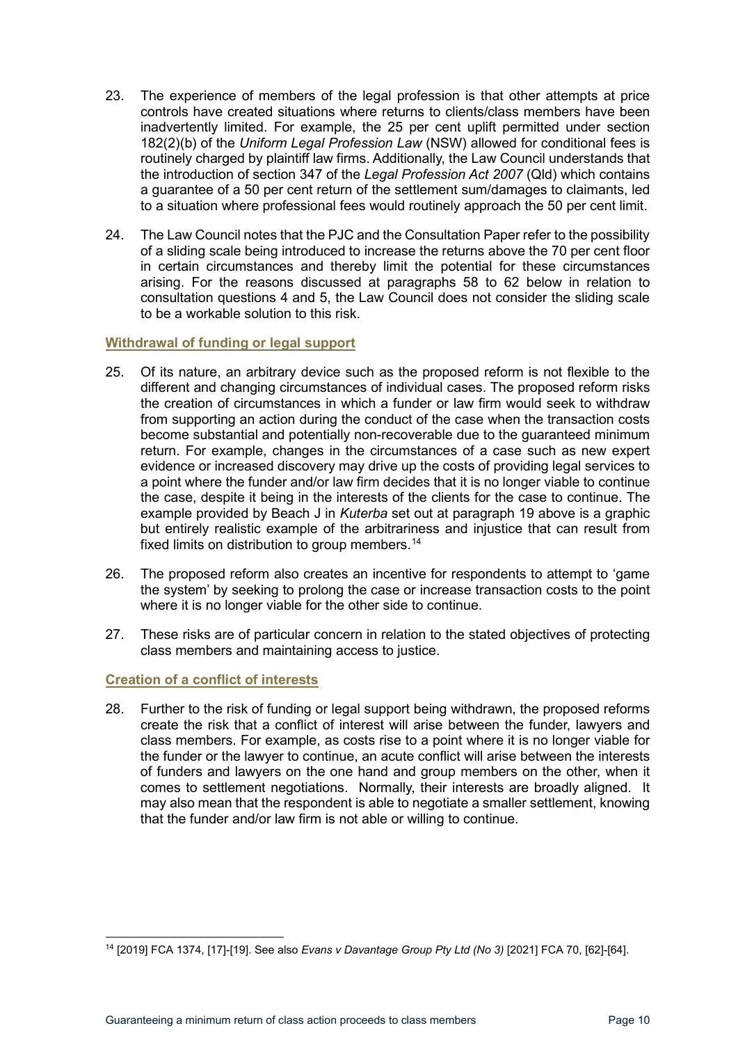23. The experience of members of the legal profession is that other attempts at price controls have created situations where returns to clients/class members have been inadvertently limited. For example, the 25 per cent uplift permitted under section 182(2)(b) of the *Uniform Legal Profession Law* (NSW) allowed for conditional fees is routinely charged by plaintiff law firms. Additionally, the Law Council understands that the introduction of section 347 of the *Legal Profession Act 2007* (Qld) which contains a guarantee of a 50 per cent return of the settlement sum/damages to claimants, led to a situation where professional fees would routinely approach the 50 per cent limit.

24. The Law Council notes that the PJC and the Consultation Paper refer to the possibility of a sliding scale being introduced to increase the returns above the 70 per cent floor in certain circumstances and thereby limit the potential for these circumstances arising. For the reasons discussed at paragraphs 58 to 62 below in relation to consultation questions 4 and 5, the Law Council does not consider the sliding scale to be a workable solution to this risk.

### Withdrawal of funding or legal support

25. Of its nature, an arbitrary device such as the proposed reform is not flexible to the different and changing circumstances of individual cases. The proposed reform risks the creation of circumstances in which a funder or law firm would seek to withdraw from supporting an action during the conduct of the case when the transaction costs become substantial and potentially non-recoverable due to the guaranteed minimum return. For example, changes in the circumstances of a case such as new expert evidence or increased discovery may drive up the costs of providing legal services to a point where the funder and/or law firm decides that it is no longer viable to continue the case, despite it being in the interests of the clients for the case to continue. The example provided by Beach J in *Kuterba* set out at paragraph 19 above is a graphic but entirely realistic example of the arbitrariness and injustice that can result from fixed limits on distribution to group members.[14]

26. The proposed reform also creates an incentive for respondents to attempt to 'game the system' by seeking to prolong the case or increase transaction costs to the point where it is no longer viable for the other side to continue.

27. These risks are of particular concern in relation to the stated objectives of protecting class members and maintaining access to justice.

### Creation of a conflict of interests

28. Further to the risk of funding or legal support being withdrawn, the proposed reforms create the risk that a conflict of interest will arise between the funder, lawyers and class members. For example, as costs rise to a point where it is no longer viable for the funder or the lawyer to continue, an acute conflict will arise between the interests of funders and lawyers on the one hand and group members on the other, when it comes to settlement negotiations. Normally, their interests are broadly aligned. It may also mean that the respondent is able to negotiate a smaller settlement, knowing that the funder and/or law firm is not able or willing to continue.

---

[14] [2019] FCA 1374, [17]-[19]. See also *Evans v Davantage Group Pty Ltd (No 3)* [2021] FCA 70, [62]-[64].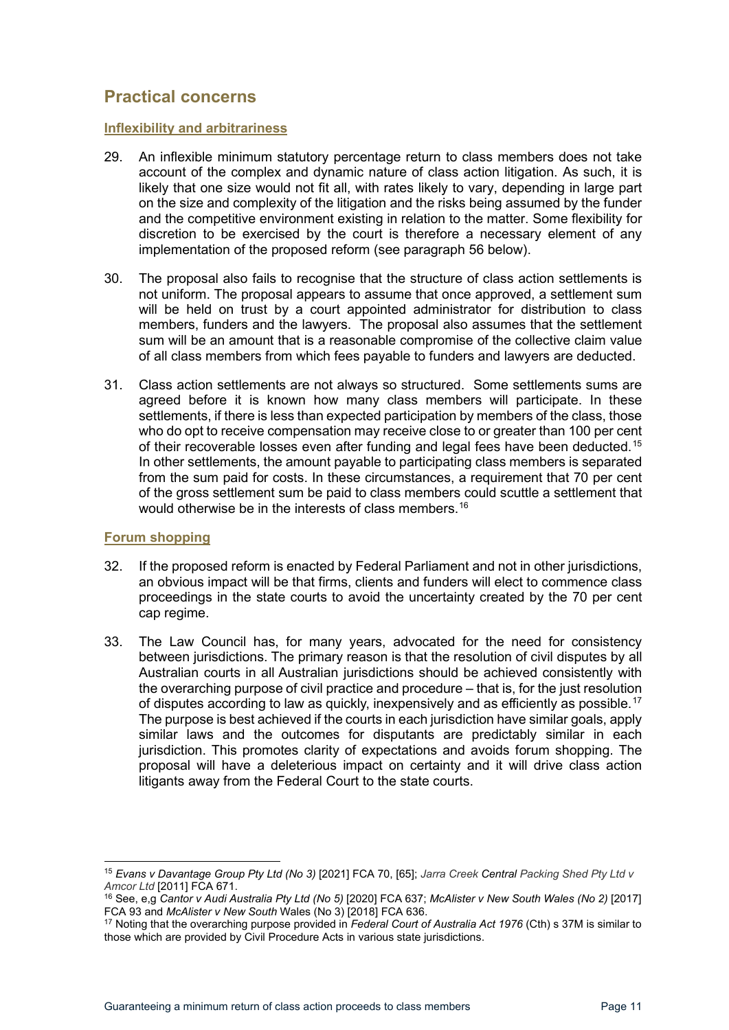## Practical concerns

### Inflexibility and arbitrariness

29. An inflexible minimum statutory percentage return to class members does not take account of the complex and dynamic nature of class action litigation. As such, it is likely that one size would not fit all, with rates likely to vary, depending in large part on the size and complexity of the litigation and the risks being assumed by the funder and the competitive environment existing in relation to the matter. Some flexibility for discretion to be exercised by the court is therefore a necessary element of any implementation of the proposed reform (see paragraph 56 below).

30. The proposal also fails to recognise that the structure of class action settlements is not uniform. The proposal appears to assume that once approved, a settlement sum will be held on trust by a court appointed administrator for distribution to class members, funders and the lawyers. The proposal also assumes that the settlement sum will be an amount that is a reasonable compromise of the collective claim value of all class members from which fees payable to funders and lawyers are deducted.

31. Class action settlements are not always so structured. Some settlements sums are agreed before it is known how many class members will participate. In these settlements, if there is less than expected participation by members of the class, those who do opt to receive compensation may receive close to or greater than 100 per cent of their recoverable losses even after funding and legal fees have been deducted.[15] In other settlements, the amount payable to participating class members is separated from the sum paid for costs. In these circumstances, a requirement that 70 per cent of the gross settlement sum be paid to class members could scuttle a settlement that would otherwise be in the interests of class members.[16]

### Forum shopping

32. If the proposed reform is enacted by Federal Parliament and not in other jurisdictions, an obvious impact will be that firms, clients and funders will elect to commence class proceedings in the state courts to avoid the uncertainty created by the 70 per cent cap regime.

33. The Law Council has, for many years, advocated for the need for consistency between jurisdictions. The primary reason is that the resolution of civil disputes by all Australian courts in all Australian jurisdictions should be achieved consistently with the overarching purpose of civil practice and procedure – that is, for the just resolution of disputes according to law as quickly, inexpensively and as efficiently as possible.[17] The purpose is best achieved if the courts in each jurisdiction have similar goals, apply similar laws and the outcomes for disputants are predictably similar in each jurisdiction. This promotes clarity of expectations and avoids forum shopping. The proposal will have a deleterious impact on certainty and it will drive class action litigants away from the Federal Court to the state courts.

---

[15] *Evans v Davantage Group Pty Ltd (No 3)* [2021] FCA 70, [65]; *Jarra Creek Central Packing Shed Pty Ltd v Amcor Ltd* [2011] FCA 671.

[16] See, e,g *Cantor v Audi Australia Pty Ltd (No 5)* [2020] FCA 637; *McAlister v New South Wales (No 2)* [2017] FCA 93 and *McAlister v New South* Wales (No 3) [2018] FCA 636.

[17] Noting that the overarching purpose provided in *Federal Court of Australia Act 1976* (Cth) s 37M is similar to those which are provided by Civil Procedure Acts in various state jurisdictions.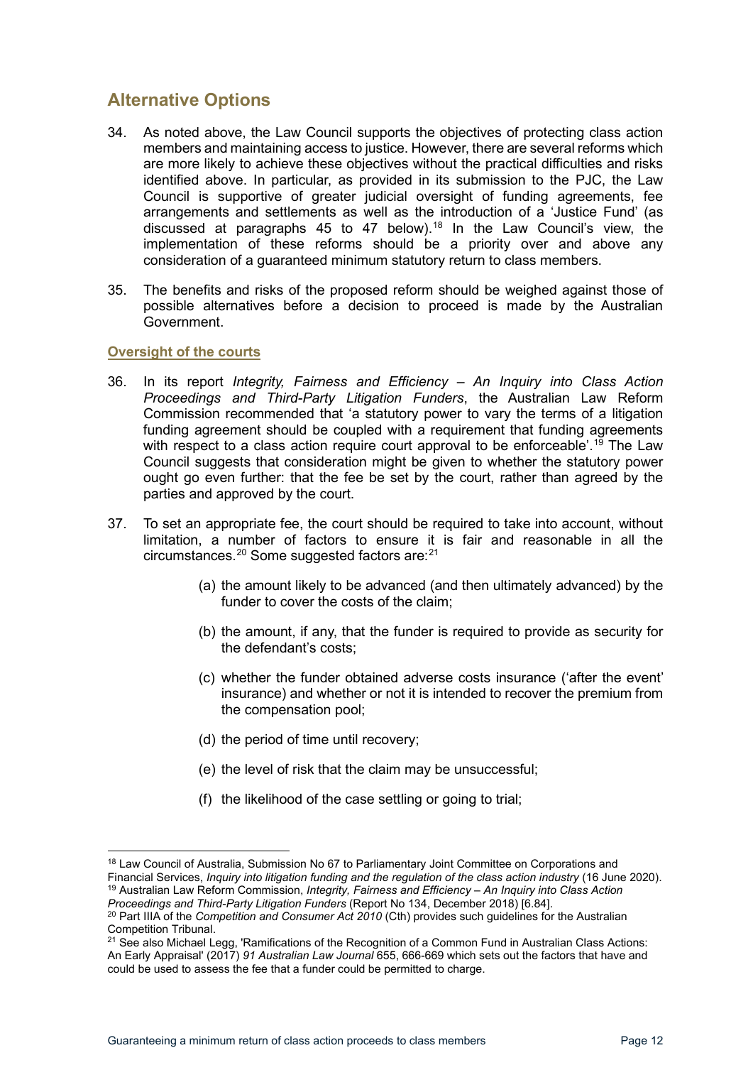## Alternative Options

34. As noted above, the Law Council supports the objectives of protecting class action members and maintaining access to justice. However, there are several reforms which are more likely to achieve these objectives without the practical difficulties and risks identified above. In particular, as provided in its submission to the PJC, the Law Council is supportive of greater judicial oversight of funding agreements, fee arrangements and settlements as well as the introduction of a 'Justice Fund' (as discussed at paragraphs 45 to 47 below).[18] In the Law Council's view, the implementation of these reforms should be a priority over and above any consideration of a guaranteed minimum statutory return to class members.

35. The benefits and risks of the proposed reform should be weighed against those of possible alternatives before a decision to proceed is made by the Australian Government.

### Oversight of the courts

36. In its report *Integrity, Fairness and Efficiency – An Inquiry into Class Action Proceedings and Third-Party Litigation Funders*, the Australian Law Reform Commission recommended that 'a statutory power to vary the terms of a litigation funding agreement should be coupled with a requirement that funding agreements with respect to a class action require court approval to be enforceable'.[19] The Law Council suggests that consideration might be given to whether the statutory power ought go even further: that the fee be set by the court, rather than agreed by the parties and approved by the court.

37. To set an appropriate fee, the court should be required to take into account, without limitation, a number of factors to ensure it is fair and reasonable in all the circumstances.[20] Some suggested factors are:[21]

    (a) the amount likely to be advanced (and then ultimately advanced) by the funder to cover the costs of the claim;

    (b) the amount, if any, that the funder is required to provide as security for the defendant's costs;

    (c) whether the funder obtained adverse costs insurance ('after the event' insurance) and whether or not it is intended to recover the premium from the compensation pool;

    (d) the period of time until recovery;

    (e) the level of risk that the claim may be unsuccessful;

    (f) the likelihood of the case settling or going to trial;

---

[18] Law Council of Australia, Submission No 67 to Parliamentary Joint Committee on Corporations and Financial Services, *Inquiry into litigation funding and the regulation of the class action industry* (16 June 2020).

[19] Australian Law Reform Commission, *Integrity, Fairness and Efficiency – An Inquiry into Class Action Proceedings and Third-Party Litigation Funders* (Report No 134, December 2018) [6.84].

[20] Part IIIA of the *Competition and Consumer Act 2010* (Cth) provides such guidelines for the Australian Competition Tribunal.

[21] See also Michael Legg, 'Ramifications of the Recognition of a Common Fund in Australian Class Actions: An Early Appraisal' (2017) *91 Australian Law Journal* 655, 666-669 which sets out the factors that have and could be used to assess the fee that a funder could be permitted to charge.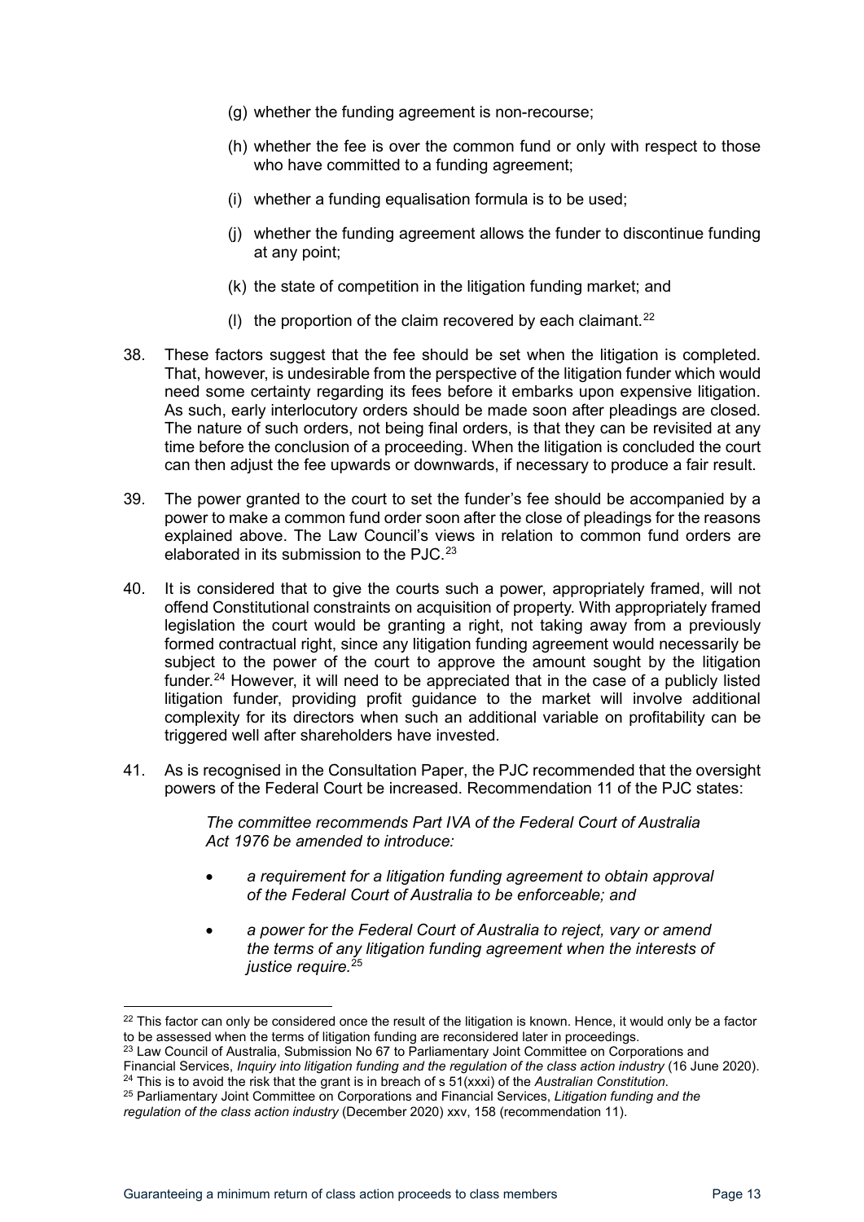(g) whether the funding agreement is non-recourse;

(h) whether the fee is over the common fund or only with respect to those who have committed to a funding agreement;

(i) whether a funding equalisation formula is to be used;

(j) whether the funding agreement allows the funder to discontinue funding at any point;

(k) the state of competition in the litigation funding market; and

(l) the proportion of the claim recovered by each claimant.[22]

38. These factors suggest that the fee should be set when the litigation is completed. That, however, is undesirable from the perspective of the litigation funder which would need some certainty regarding its fees before it embarks upon expensive litigation. As such, early interlocutory orders should be made soon after pleadings are closed. The nature of such orders, not being final orders, is that they can be revisited at any time before the conclusion of a proceeding. When the litigation is concluded the court can then adjust the fee upwards or downwards, if necessary to produce a fair result.

39. The power granted to the court to set the funder's fee should be accompanied by a power to make a common fund order soon after the close of pleadings for the reasons explained above. The Law Council's views in relation to common fund orders are elaborated in its submission to the PJC.[23]

40. It is considered that to give the courts such a power, appropriately framed, will not offend Constitutional constraints on acquisition of property. With appropriately framed legislation the court would be granting a right, not taking away from a previously formed contractual right, since any litigation funding agreement would necessarily be subject to the power of the court to approve the amount sought by the litigation funder.[24] However, it will need to be appreciated that in the case of a publicly listed litigation funder, providing profit guidance to the market will involve additional complexity for its directors when such an additional variable on profitability can be triggered well after shareholders have invested.

41. As is recognised in the Consultation Paper, the PJC recommended that the oversight powers of the Federal Court be increased. Recommendation 11 of the PJC states:

> *The committee recommends Part IVA of the Federal Court of Australia Act 1976 be amended to introduce:*
>
> - *a requirement for a litigation funding agreement to obtain approval of the Federal Court of Australia to be enforceable; and*
> - *a power for the Federal Court of Australia to reject, vary or amend the terms of any litigation funding agreement when the interests of justice require.*[25]

---

[22] This factor can only be considered once the result of the litigation is known. Hence, it would only be a factor to be assessed when the terms of litigation funding are reconsidered later in proceedings.

[23] Law Council of Australia, Submission No 67 to Parliamentary Joint Committee on Corporations and Financial Services, *Inquiry into litigation funding and the regulation of the class action industry* (16 June 2020).

[24] This is to avoid the risk that the grant is in breach of s 51(xxxi) of the *Australian Constitution*.

[25] Parliamentary Joint Committee on Corporations and Financial Services, *Litigation funding and the regulation of the class action industry* (December 2020) xxv, 158 (recommendation 11).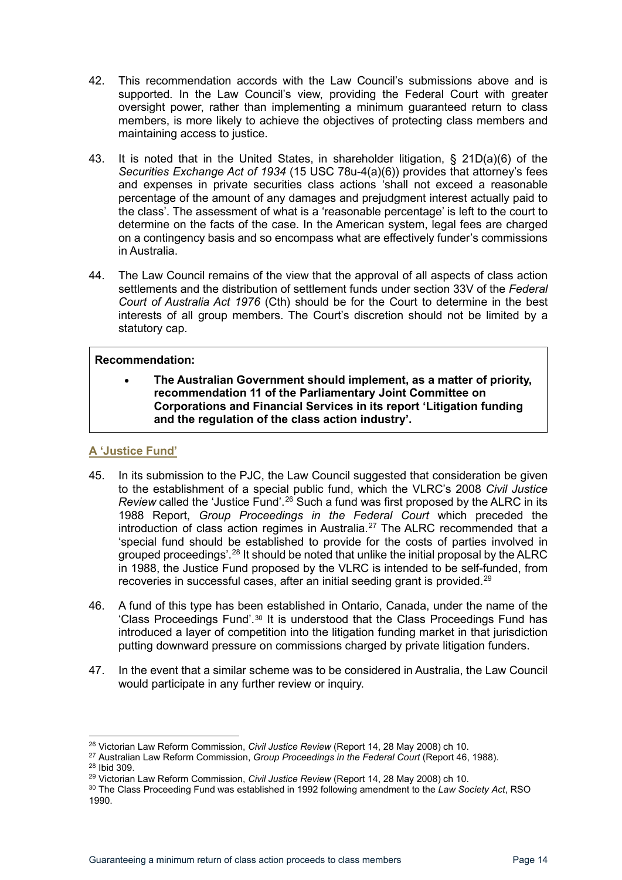42. This recommendation accords with the Law Council's submissions above and is supported. In the Law Council's view, providing the Federal Court with greater oversight power, rather than implementing a minimum guaranteed return to class members, is more likely to achieve the objectives of protecting class members and maintaining access to justice.

43. It is noted that in the United States, in shareholder litigation, § 21D(a)(6) of the *Securities Exchange Act of 1934* (15 USC 78u-4(a)(6)) provides that attorney's fees and expenses in private securities class actions 'shall not exceed a reasonable percentage of the amount of any damages and prejudgment interest actually paid to the class'. The assessment of what is a 'reasonable percentage' is left to the court to determine on the facts of the case. In the American system, legal fees are charged on a contingency basis and so encompass what are effectively funder's commissions in Australia.

44. The Law Council remains of the view that the approval of all aspects of class action settlements and the distribution of settlement funds under section 33V of the *Federal Court of Australia Act 1976* (Cth) should be for the Court to determine in the best interests of all group members. The Court's discretion should not be limited by a statutory cap.

> **Recommendation:**
>
> - **The Australian Government should implement, as a matter of priority, recommendation 11 of the Parliamentary Joint Committee on Corporations and Financial Services in its report 'Litigation funding and the regulation of the class action industry'.**

## A 'Justice Fund'

45. In its submission to the PJC, the Law Council suggested that consideration be given to the establishment of a special public fund, which the VLRC's 2008 *Civil Justice Review* called the 'Justice Fund'.[26] Such a fund was first proposed by the ALRC in its 1988 Report, *Group Proceedings in the Federal Court* which preceded the introduction of class action regimes in Australia.[27] The ALRC recommended that a 'special fund should be established to provide for the costs of parties involved in grouped proceedings'.[28] It should be noted that unlike the initial proposal by the ALRC in 1988, the Justice Fund proposed by the VLRC is intended to be self-funded, from recoveries in successful cases, after an initial seeding grant is provided.[29]

46. A fund of this type has been established in Ontario, Canada, under the name of the 'Class Proceedings Fund'.[30] It is understood that the Class Proceedings Fund has introduced a layer of competition into the litigation funding market in that jurisdiction putting downward pressure on commissions charged by private litigation funders.

47. In the event that a similar scheme was to be considered in Australia, the Law Council would participate in any further review or inquiry.

---

[26] Victorian Law Reform Commission, *Civil Justice Review* (Report 14, 28 May 2008) ch 10.

[27] Australian Law Reform Commission, *Group Proceedings in the Federal Court* (Report 46, 1988).

[28] Ibid 309.

[29] Victorian Law Reform Commission, *Civil Justice Review* (Report 14, 28 May 2008) ch 10.

[30] The Class Proceeding Fund was established in 1992 following amendment to the *Law Society Act*, RSO 1990.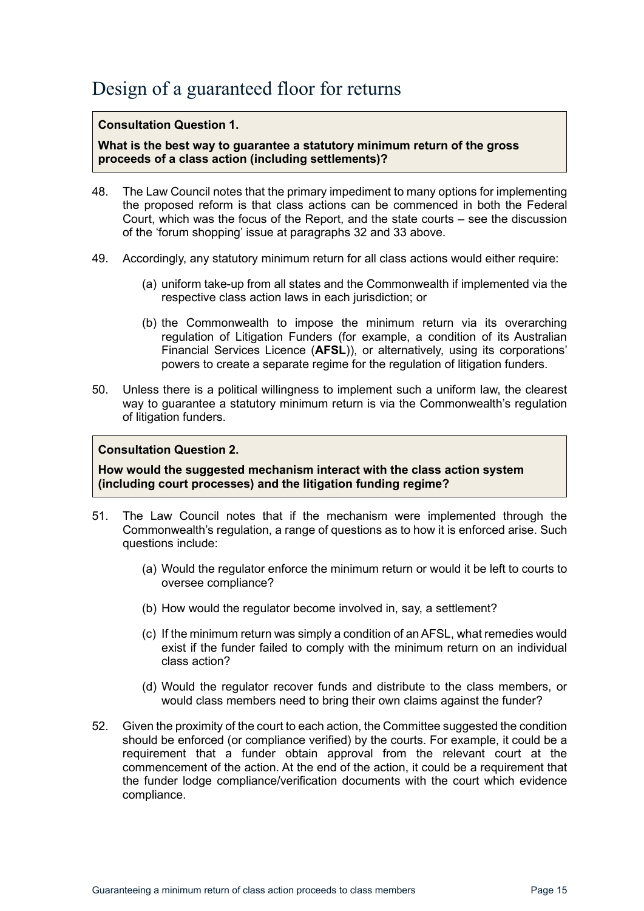# Design of a guaranteed floor for returns

> **Consultation Question 1.**
>
> **What is the best way to guarantee a statutory minimum return of the gross proceeds of a class action (including settlements)?**

48. The Law Council notes that the primary impediment to many options for implementing the proposed reform is that class actions can be commenced in both the Federal Court, which was the focus of the Report, and the state courts – see the discussion of the 'forum shopping' issue at paragraphs 32 and 33 above.

49. Accordingly, any statutory minimum return for all class actions would either require:

    (a) uniform take-up from all states and the Commonwealth if implemented via the respective class action laws in each jurisdiction; or

    (b) the Commonwealth to impose the minimum return via its overarching regulation of Litigation Funders (for example, a condition of its Australian Financial Services Licence (**AFSL**)), or alternatively, using its corporations' powers to create a separate regime for the regulation of litigation funders.

50. Unless there is a political willingness to implement such a uniform law, the clearest way to guarantee a statutory minimum return is via the Commonwealth's regulation of litigation funders.

> **Consultation Question 2.**
>
> **How would the suggested mechanism interact with the class action system (including court processes) and the litigation funding regime?**

51. The Law Council notes that if the mechanism were implemented through the Commonwealth's regulation, a range of questions as to how it is enforced arise. Such questions include:

    (a) Would the regulator enforce the minimum return or would it be left to courts to oversee compliance?

    (b) How would the regulator become involved in, say, a settlement?

    (c) If the minimum return was simply a condition of an AFSL, what remedies would exist if the funder failed to comply with the minimum return on an individual class action?

    (d) Would the regulator recover funds and distribute to the class members, or would class members need to bring their own claims against the funder?

52. Given the proximity of the court to each action, the Committee suggested the condition should be enforced (or compliance verified) by the courts. For example, it could be a requirement that a funder obtain approval from the relevant court at the commencement of the action. At the end of the action, it could be a requirement that the funder lodge compliance/verification documents with the court which evidence compliance.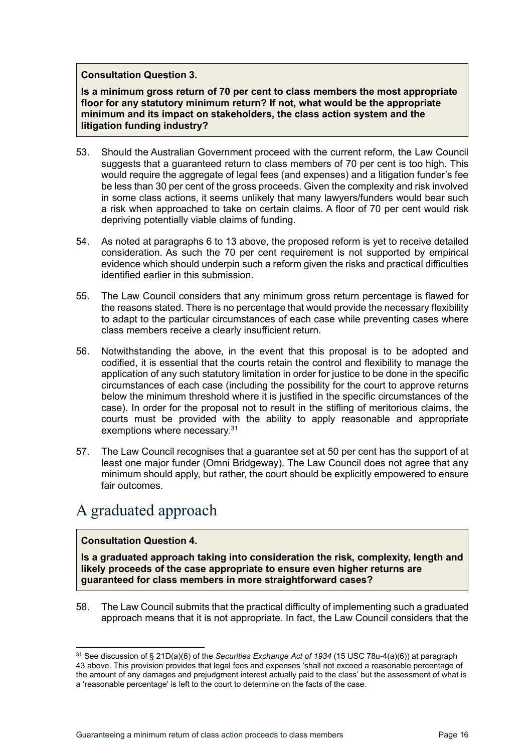**Consultation Question 3.**

**Is a minimum gross return of 70 per cent to class members the most appropriate floor for any statutory minimum return? If not, what would be the appropriate minimum and its impact on stakeholders, the class action system and the litigation funding industry?**

53. Should the Australian Government proceed with the current reform, the Law Council suggests that a guaranteed return to class members of 70 per cent is too high. This would require the aggregate of legal fees (and expenses) and a litigation funder's fee be less than 30 per cent of the gross proceeds. Given the complexity and risk involved in some class actions, it seems unlikely that many lawyers/funders would bear such a risk when approached to take on certain claims. A floor of 70 per cent would risk depriving potentially viable claims of funding.

54. As noted at paragraphs 6 to 13 above, the proposed reform is yet to receive detailed consideration. As such the 70 per cent requirement is not supported by empirical evidence which should underpin such a reform given the risks and practical difficulties identified earlier in this submission.

55. The Law Council considers that any minimum gross return percentage is flawed for the reasons stated. There is no percentage that would provide the necessary flexibility to adapt to the particular circumstances of each case while preventing cases where class members receive a clearly insufficient return.

56. Notwithstanding the above, in the event that this proposal is to be adopted and codified, it is essential that the courts retain the control and flexibility to manage the application of any such statutory limitation in order for justice to be done in the specific circumstances of each case (including the possibility for the court to approve returns below the minimum threshold where it is justified in the specific circumstances of the case). In order for the proposal not to result in the stifling of meritorious claims, the courts must be provided with the ability to apply reasonable and appropriate exemptions where necessary.[31]

57. The Law Council recognises that a guarantee set at 50 per cent has the support of at least one major funder (Omni Bridgeway). The Law Council does not agree that any minimum should apply, but rather, the court should be explicitly empowered to ensure fair outcomes.

## A graduated approach

**Consultation Question 4.**

**Is a graduated approach taking into consideration the risk, complexity, length and likely proceeds of the case appropriate to ensure even higher returns are guaranteed for class members in more straightforward cases?**

58. The Law Council submits that the practical difficulty of implementing such a graduated approach means that it is not appropriate. In fact, the Law Council considers that the

[31] See discussion of § 21D(a)(6) of the *Securities Exchange Act of 1934* (15 USC 78u-4(a)(6)) at paragraph 43 above. This provision provides that legal fees and expenses 'shall not exceed a reasonable percentage of the amount of any damages and prejudgment interest actually paid to the class' but the assessment of what is a 'reasonable percentage' is left to the court to determine on the facts of the case.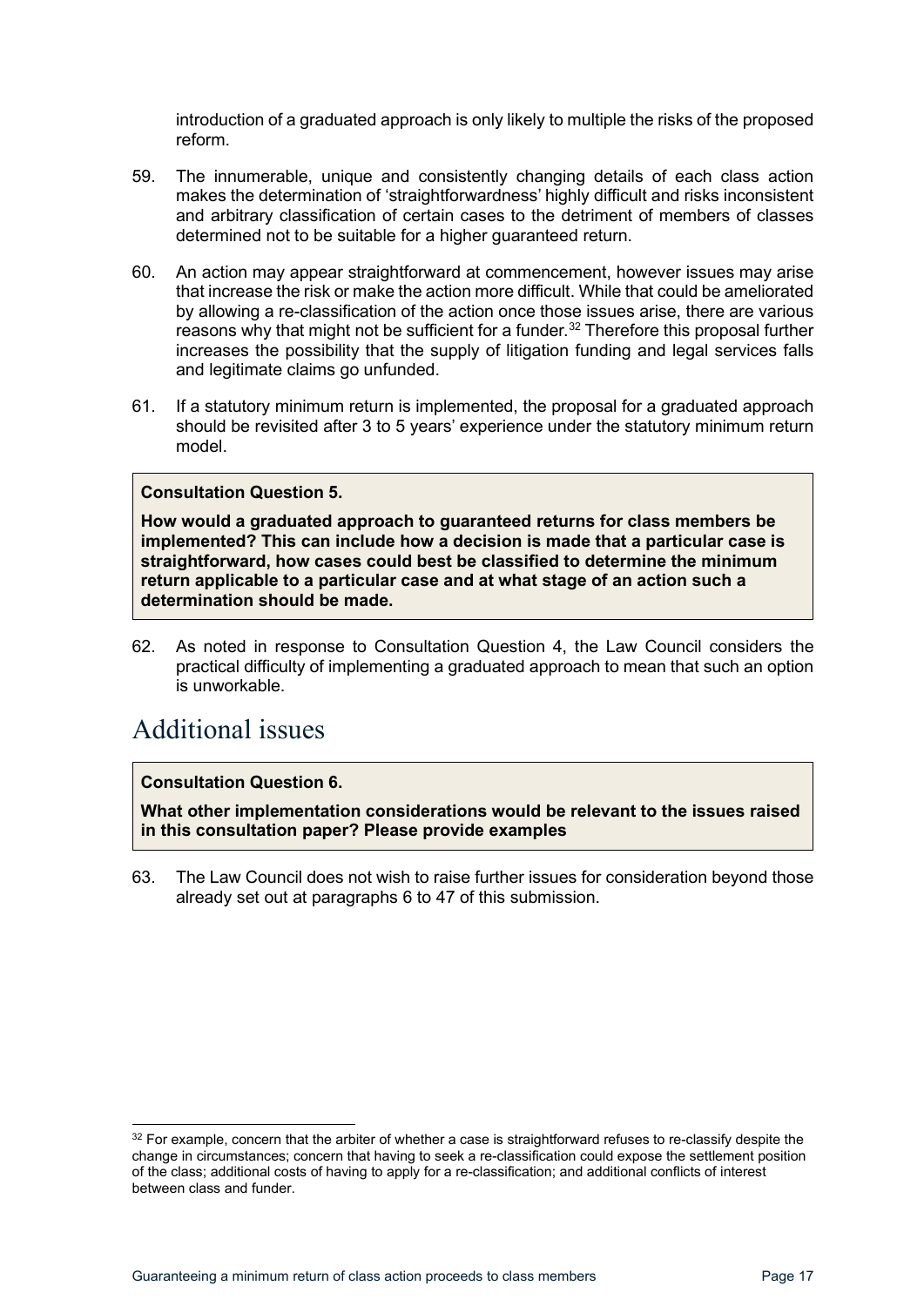introduction of a graduated approach is only likely to multiple the risks of the proposed reform.

59. The innumerable, unique and consistently changing details of each class action makes the determination of 'straightforwardness' highly difficult and risks inconsistent and arbitrary classification of certain cases to the detriment of members of classes determined not to be suitable for a higher guaranteed return.

60. An action may appear straightforward at commencement, however issues may arise that increase the risk or make the action more difficult. While that could be ameliorated by allowing a re-classification of the action once those issues arise, there are various reasons why that might not be sufficient for a funder.[32] Therefore this proposal further increases the possibility that the supply of litigation funding and legal services falls and legitimate claims go unfunded.

61. If a statutory minimum return is implemented, the proposal for a graduated approach should be revisited after 3 to 5 years' experience under the statutory minimum return model.

> **Consultation Question 5.**
>
> **How would a graduated approach to guaranteed returns for class members be implemented? This can include how a decision is made that a particular case is straightforward, how cases could best be classified to determine the minimum return applicable to a particular case and at what stage of an action such a determination should be made.**

62. As noted in response to Consultation Question 4, the Law Council considers the practical difficulty of implementing a graduated approach to mean that such an option is unworkable.

## Additional issues

> **Consultation Question 6.**
>
> **What other implementation considerations would be relevant to the issues raised in this consultation paper? Please provide examples**

63. The Law Council does not wish to raise further issues for consideration beyond those already set out at paragraphs 6 to 47 of this submission.

---

[32] For example, concern that the arbiter of whether a case is straightforward refuses to re-classify despite the change in circumstances; concern that having to seek a re-classification could expose the settlement position of the class; additional costs of having to apply for a re-classification; and additional conflicts of interest between class and funder.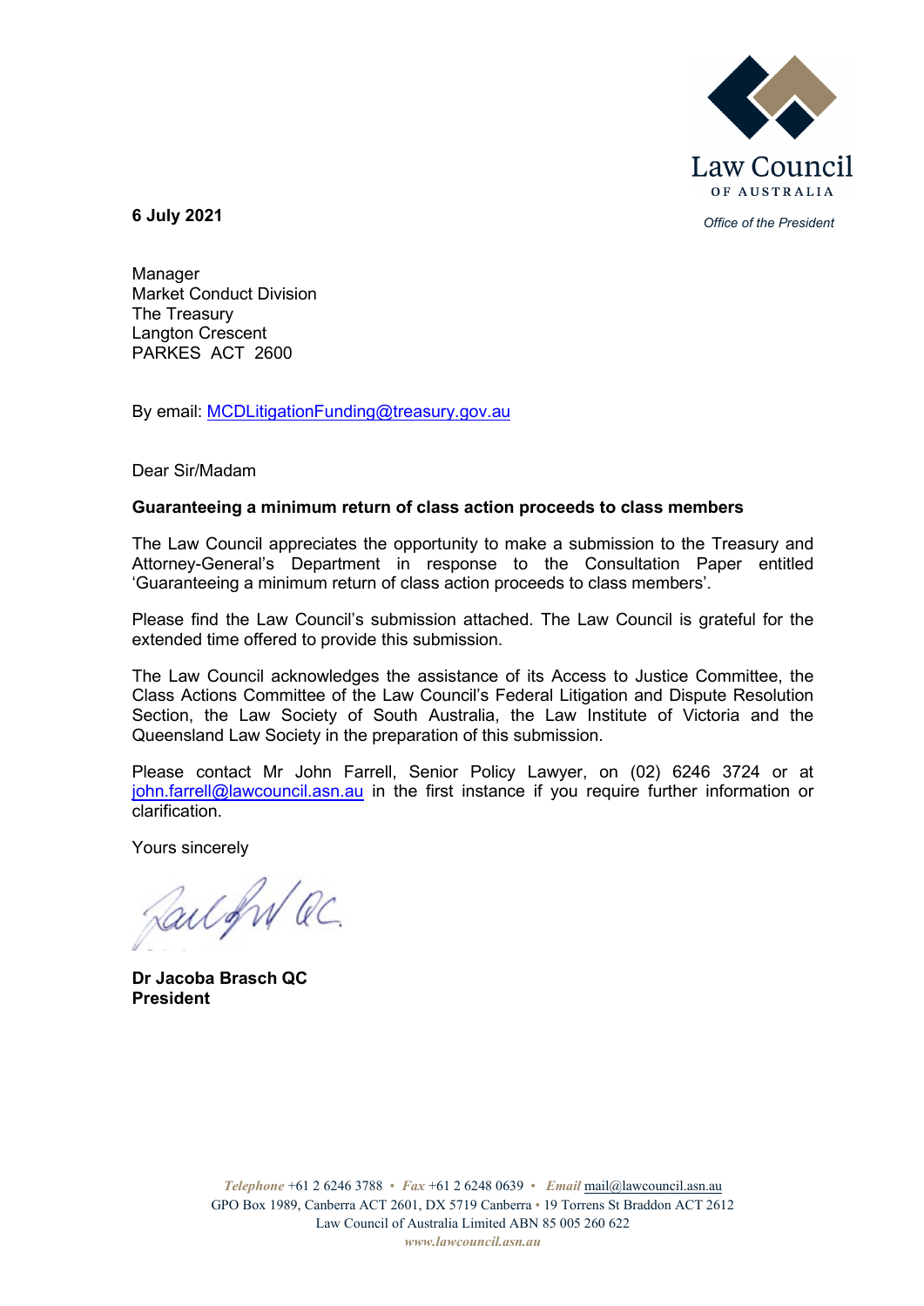Law Council
OF AUSTRALIA

*Office of the President*

**6 July 2021**

Manager
Market Conduct Division
The Treasury
Langton Crescent
PARKES ACT 2600

By email: MCDLitigationFunding@treasury.gov.au

Dear Sir/Madam

**Guaranteeing a minimum return of class action proceeds to class members**

The Law Council appreciates the opportunity to make a submission to the Treasury and Attorney-General's Department in response to the Consultation Paper entitled 'Guaranteeing a minimum return of class action proceeds to class members'.

Please find the Law Council's submission attached. The Law Council is grateful for the extended time offered to provide this submission.

The Law Council acknowledges the assistance of its Access to Justice Committee, the Class Actions Committee of the Law Council's Federal Litigation and Dispute Resolution Section, the Law Society of South Australia, the Law Institute of Victoria and the Queensland Law Society in the preparation of this submission.

Please contact Mr John Farrell, Senior Policy Lawyer, on (02) 6246 3724 or at john.farrell@lawcouncil.asn.au in the first instance if you require further information or clarification.

Yours sincerely

**Dr Jacoba Brasch QC**
**President**

*Telephone* +61 2 6246 3788 • *Fax* +61 2 6248 0639 • *Email* mail@lawcouncil.asn.au
GPO Box 1989, Canberra ACT 2601, DX 5719 Canberra • 19 Torrens St Braddon ACT 2612
Law Council of Australia Limited ABN 85 005 260 622
*www.lawcouncil.asn.au*